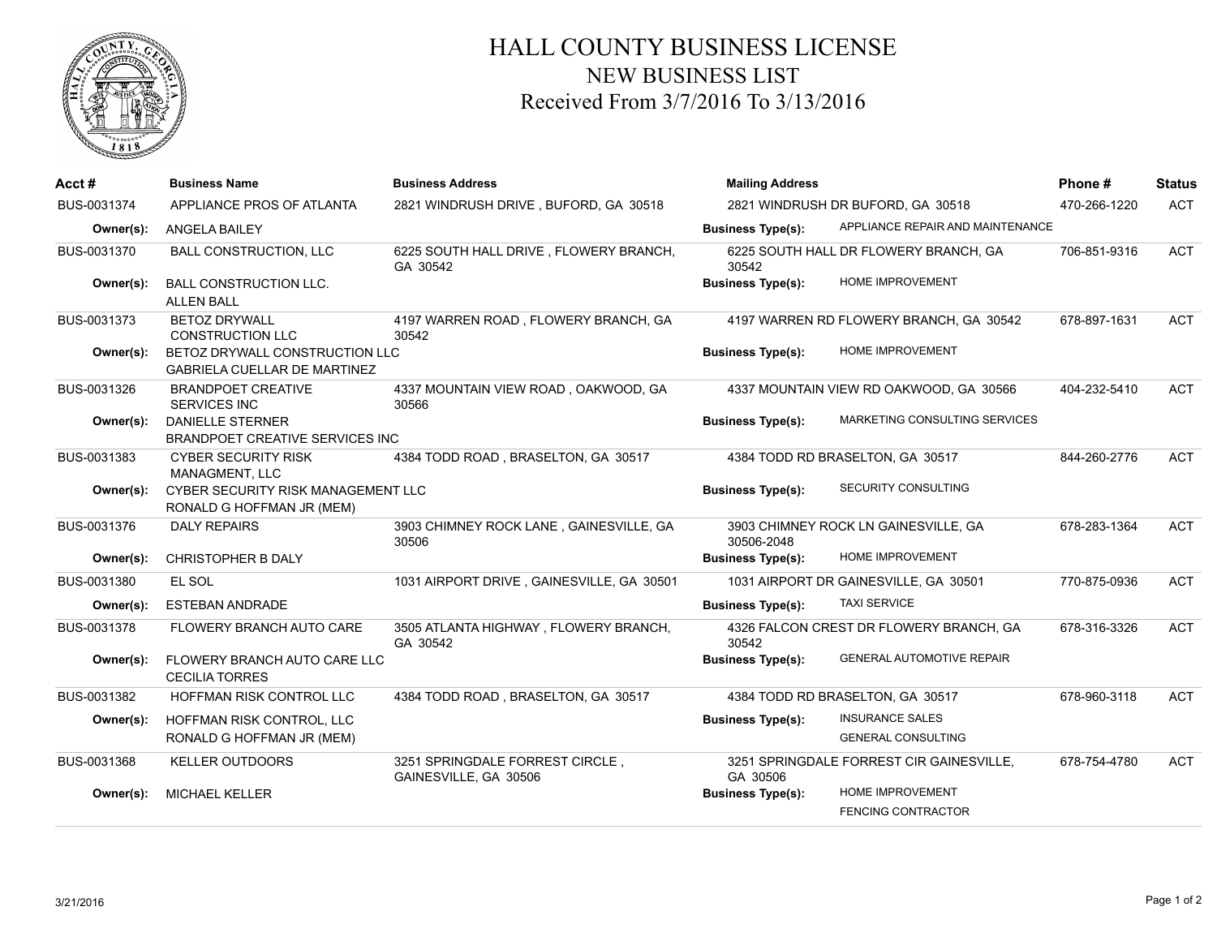# HALL COUNTY BUSINESS LICENSE
## NEW BUSINESS LIST
### Received From 3/7/2016 To 3/13/2016

| Acct # | Business Name | Business Address | Mailing Address | | Phone # | Status |
|---|---|---|---|---|---|---|
| BUS-0031374 | APPLIANCE PROS OF ATLANTA | 2821 WINDRUSH DRIVE , BUFORD, GA 30518 | 2821 WINDRUSH DR BUFORD, GA 30518 | | 470-266-1220 | ACT |
| **Owner(s):** | ANGELA BAILEY | | **Business Type(s):** | APPLIANCE REPAIR AND MAINTENANCE | | |
| BUS-0031370 | BALL CONSTRUCTION, LLC | 6225 SOUTH HALL DRIVE , FLOWERY BRANCH, GA 30542 | 6225 SOUTH HALL DR FLOWERY BRANCH, GA 30542 | | 706-851-9316 | ACT |
| **Owner(s):** | BALL CONSTRUCTION LLC.<br>ALLEN BALL | | **Business Type(s):** | HOME IMPROVEMENT | | |
| BUS-0031373 | BETOZ DRYWALL CONSTRUCTION LLC | 4197 WARREN ROAD , FLOWERY BRANCH, GA 30542 | 4197 WARREN RD FLOWERY BRANCH, GA 30542 | | 678-897-1631 | ACT |
| **Owner(s):** | BETOZ DRYWALL CONSTRUCTION LLC<br>GABRIELA CUELLAR DE MARTINEZ | | **Business Type(s):** | HOME IMPROVEMENT | | |
| BUS-0031326 | BRANDPOET CREATIVE SERVICES INC | 4337 MOUNTAIN VIEW ROAD , OAKWOOD, GA 30566 | 4337 MOUNTAIN VIEW RD OAKWOOD, GA 30566 | | 404-232-5410 | ACT |
| **Owner(s):** | DANIELLE STERNER<br>BRANDPOET CREATIVE SERVICES INC | | **Business Type(s):** | MARKETING CONSULTING SERVICES | | |
| BUS-0031383 | CYBER SECURITY RISK MANAGMENT, LLC | 4384 TODD ROAD , BRASELTON, GA 30517 | 4384 TODD RD BRASELTON, GA 30517 | | 844-260-2776 | ACT |
| **Owner(s):** | CYBER SECURITY RISK MANAGEMENT LLC<br>RONALD G HOFFMAN JR (MEM) | | **Business Type(s):** | SECURITY CONSULTING | | |
| BUS-0031376 | DALY REPAIRS | 3903 CHIMNEY ROCK LANE , GAINESVILLE, GA 30506 | 3903 CHIMNEY ROCK LN GAINESVILLE, GA 30506-2048 | | 678-283-1364 | ACT |
| **Owner(s):** | CHRISTOPHER B DALY | | **Business Type(s):** | HOME IMPROVEMENT | | |
| BUS-0031380 | EL SOL | 1031 AIRPORT DRIVE , GAINESVILLE, GA 30501 | 1031 AIRPORT DR GAINESVILLE, GA 30501 | | 770-875-0936 | ACT |
| **Owner(s):** | ESTEBAN ANDRADE | | **Business Type(s):** | TAXI SERVICE | | |
| BUS-0031378 | FLOWERY BRANCH AUTO CARE | 3505 ATLANTA HIGHWAY , FLOWERY BRANCH, GA 30542 | 4326 FALCON CREST DR FLOWERY BRANCH, GA 30542 | | 678-316-3326 | ACT |
| **Owner(s):** | FLOWERY BRANCH AUTO CARE LLC<br>CECILIA TORRES | | **Business Type(s):** | GENERAL AUTOMOTIVE REPAIR | | |
| BUS-0031382 | HOFFMAN RISK CONTROL LLC | 4384 TODD ROAD , BRASELTON, GA 30517 | 4384 TODD RD BRASELTON, GA 30517 | | 678-960-3118 | ACT |
| **Owner(s):** | HOFFMAN RISK CONTROL, LLC<br>RONALD G HOFFMAN JR (MEM) | | **Business Type(s):** | INSURANCE SALES<br>GENERAL CONSULTING | | |
| BUS-0031368 | KELLER OUTDOORS | 3251 SPRINGDALE FORREST CIRCLE , GAINESVILLE, GA 30506 | 3251 SPRINGDALE FORREST CIR GAINESVILLE, GA 30506 | | 678-754-4780 | ACT |
| **Owner(s):** | MICHAEL KELLER | | **Business Type(s):** | HOME IMPROVEMENT<br>FENCING CONTRACTOR | | |

3/21/2016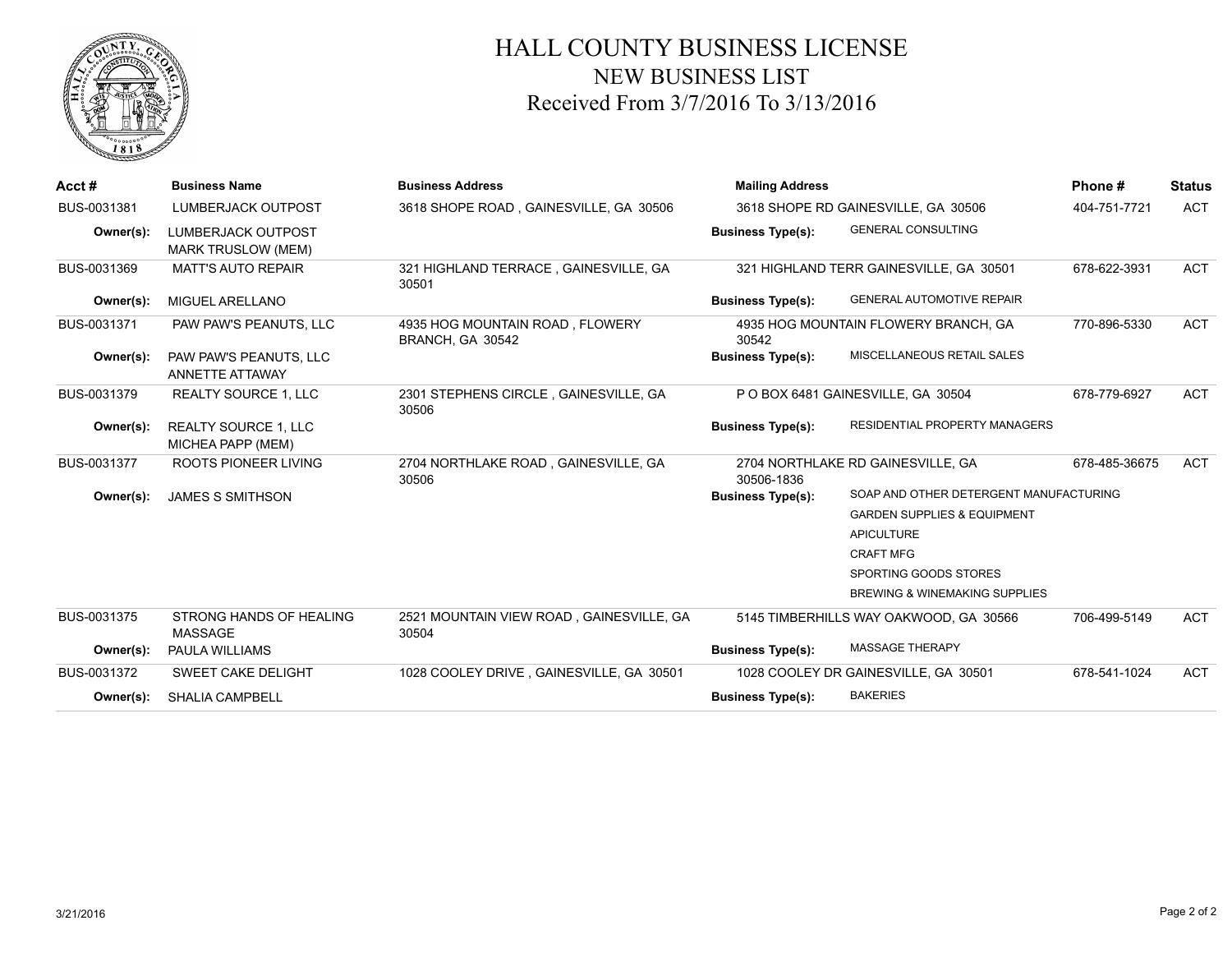# HALL COUNTY BUSINESS LICENSE

## NEW BUSINESS LIST

### Received From 3/7/2016 To 3/13/2016

| Acct # | Business Name | Business Address | Mailing Address | | Phone # | Status |
|---|---|---|---|---|---|---|
| BUS-0031381 | LUMBERJACK OUTPOST | 3618 SHOPE ROAD , GAINESVILLE, GA 30506 | 3618 SHOPE RD GAINESVILLE, GA 30506 | | 404-751-7721 | ACT |
| Owner(s): | LUMBERJACK OUTPOST<br>MARK TRUSLOW (MEM) | | Business Type(s): | GENERAL CONSULTING | | |
| BUS-0031369 | MATT'S AUTO REPAIR | 321 HIGHLAND TERRACE , GAINESVILLE, GA 30501 | 321 HIGHLAND TERR GAINESVILLE, GA 30501 | | 678-622-3931 | ACT |
| Owner(s): | MIGUEL ARELLANO | | Business Type(s): | GENERAL AUTOMOTIVE REPAIR | | |
| BUS-0031371 | PAW PAW'S PEANUTS, LLC | 4935 HOG MOUNTAIN ROAD , FLOWERY BRANCH, GA 30542 | 4935 HOG MOUNTAIN FLOWERY BRANCH, GA 30542 | | 770-896-5330 | ACT |
| Owner(s): | PAW PAW'S PEANUTS, LLC<br>ANNETTE ATTAWAY | | Business Type(s): | MISCELLANEOUS RETAIL SALES | | |
| BUS-0031379 | REALTY SOURCE 1, LLC | 2301 STEPHENS CIRCLE , GAINESVILLE, GA 30506 | P O BOX 6481 GAINESVILLE, GA 30504 | | 678-779-6927 | ACT |
| Owner(s): | REALTY SOURCE 1, LLC<br>MICHEA PAPP (MEM) | | Business Type(s): | RESIDENTIAL PROPERTY MANAGERS | | |
| BUS-0031377 | ROOTS PIONEER LIVING | 2704 NORTHLAKE ROAD , GAINESVILLE, GA 30506 | 2704 NORTHLAKE RD GAINESVILLE, GA 30506-1836 | | 678-485-36675 | ACT |
| Owner(s): | JAMES S SMITHSON | | Business Type(s): | SOAP AND OTHER DETERGENT MANUFACTURING<br>GARDEN SUPPLIES & EQUIPMENT<br>APICULTURE<br>CRAFT MFG<br>SPORTING GOODS STORES<br>BREWING & WINEMAKING SUPPLIES | | |
| BUS-0031375 | STRONG HANDS OF HEALING MASSAGE | 2521 MOUNTAIN VIEW ROAD , GAINESVILLE, GA 30504 | 5145 TIMBERHILLS WAY OAKWOOD, GA 30566 | | 706-499-5149 | ACT |
| Owner(s): | PAULA WILLIAMS | | Business Type(s): | MASSAGE THERAPY | | |
| BUS-0031372 | SWEET CAKE DELIGHT | 1028 COOLEY DRIVE , GAINESVILLE, GA 30501 | 1028 COOLEY DR GAINESVILLE, GA 30501 | | 678-541-1024 | ACT |
| Owner(s): | SHALIA CAMPBELL | | Business Type(s): | BAKERIES | | |

3/21/2016